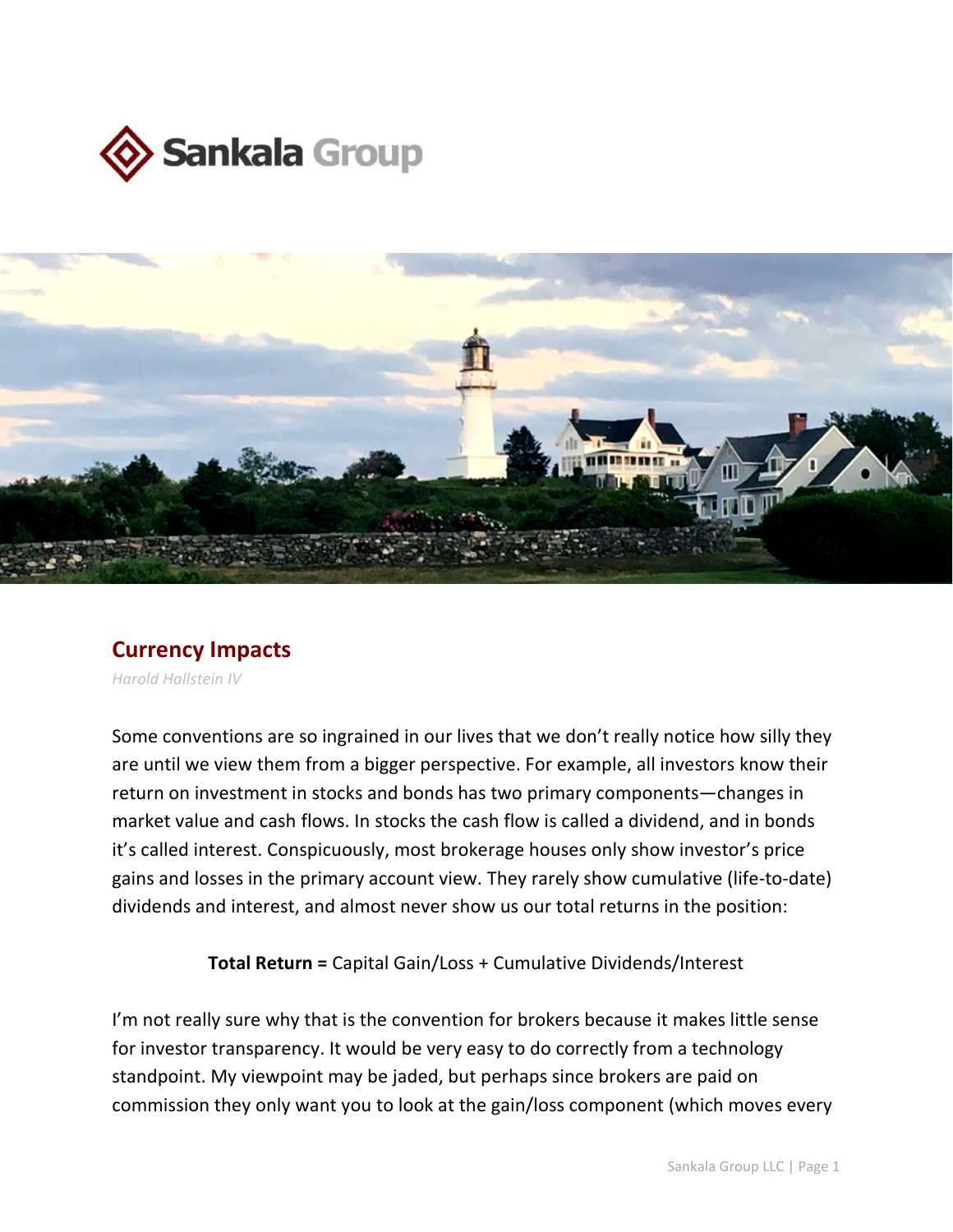# Currency Impacts

*Harold Hallstein IV*

Some conventions are so ingrained in our lives that we don't really notice how silly they are until we view them from a bigger perspective. For example, all investors know their return on investment in stocks and bonds has two primary components—changes in market value and cash flows. In stocks the cash flow is called a dividend, and in bonds it's called interest. Conspicuously, most brokerage houses only show investor's price gains and losses in the primary account view. They rarely show cumulative (life-to-date) dividends and interest, and almost never show us our total returns in the position:

**Total Return =** Capital Gain/Loss + Cumulative Dividends/Interest

I'm not really sure why that is the convention for brokers because it makes little sense for investor transparency. It would be very easy to do correctly from a technology standpoint. My viewpoint may be jaded, but perhaps since brokers are paid on commission they only want you to look at the gain/loss component (which moves every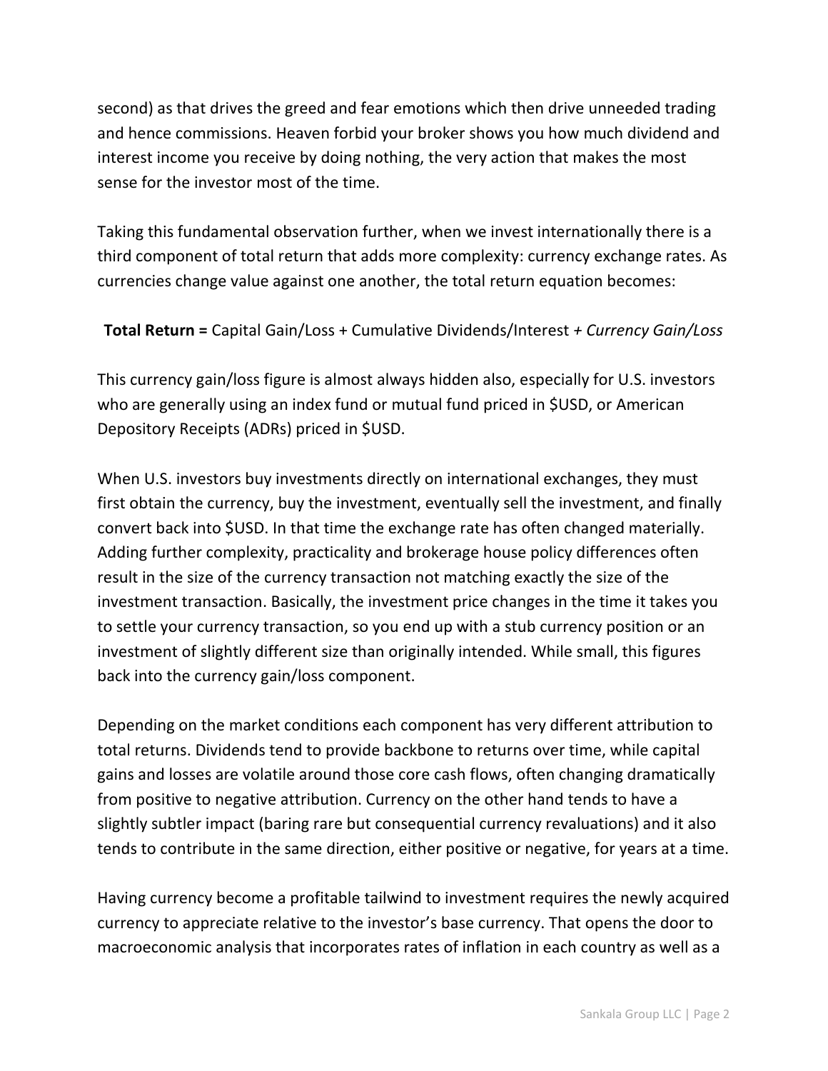second) as that drives the greed and fear emotions which then drive unneeded trading and hence commissions. Heaven forbid your broker shows you how much dividend and interest income you receive by doing nothing, the very action that makes the most sense for the investor most of the time.

Taking this fundamental observation further, when we invest internationally there is a third component of total return that adds more complexity: currency exchange rates. As currencies change value against one another, the total return equation becomes:

**Total Return =** Capital Gain/Loss + Cumulative Dividends/Interest *+ Currency Gain/Loss*

This currency gain/loss figure is almost always hidden also, especially for U.S. investors who are generally using an index fund or mutual fund priced in $USD, or American Depository Receipts (ADRs) priced in $USD.

When U.S. investors buy investments directly on international exchanges, they must first obtain the currency, buy the investment, eventually sell the investment, and finally convert back into $USD. In that time the exchange rate has often changed materially. Adding further complexity, practicality and brokerage house policy differences often result in the size of the currency transaction not matching exactly the size of the investment transaction. Basically, the investment price changes in the time it takes you to settle your currency transaction, so you end up with a stub currency position or an investment of slightly different size than originally intended. While small, this figures back into the currency gain/loss component.

Depending on the market conditions each component has very different attribution to total returns. Dividends tend to provide backbone to returns over time, while capital gains and losses are volatile around those core cash flows, often changing dramatically from positive to negative attribution. Currency on the other hand tends to have a slightly subtler impact (baring rare but consequential currency revaluations) and it also tends to contribute in the same direction, either positive or negative, for years at a time.

Having currency become a profitable tailwind to investment requires the newly acquired currency to appreciate relative to the investor's base currency. That opens the door to macroeconomic analysis that incorporates rates of inflation in each country as well as a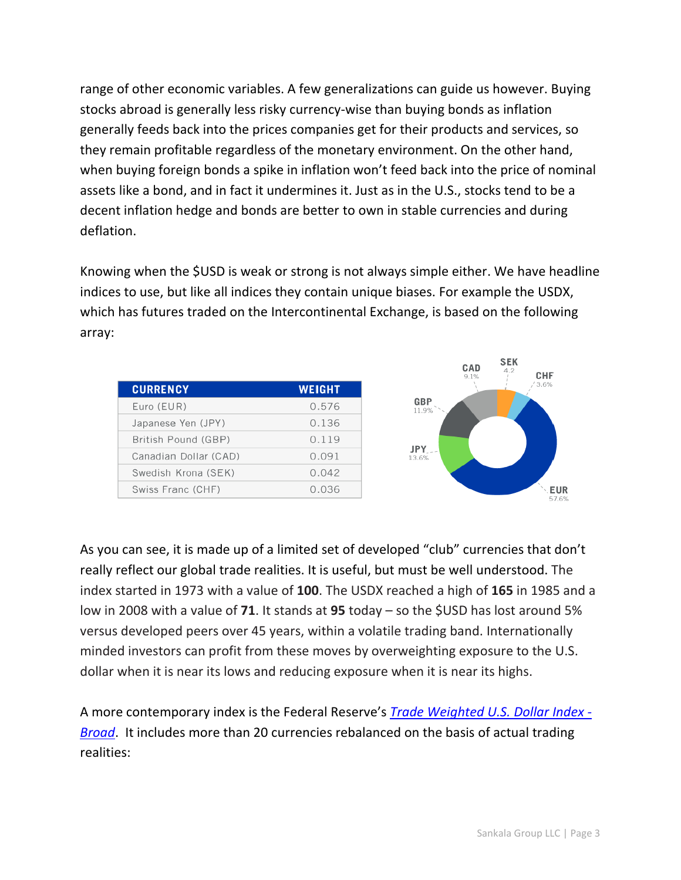range of other economic variables. A few generalizations can guide us however. Buying stocks abroad is generally less risky currency-wise than buying bonds as inflation generally feeds back into the prices companies get for their products and services, so they remain profitable regardless of the monetary environment. On the other hand, when buying foreign bonds a spike in inflation won't feed back into the price of nominal assets like a bond, and in fact it undermines it. Just as in the U.S., stocks tend to be a decent inflation hedge and bonds are better to own in stable currencies and during deflation.

Knowing when the $USD is weak or strong is not always simple either. We have headline indices to use, but like all indices they contain unique biases. For example the USDX, which has futures traded on the Intercontinental Exchange, is based on the following array:

| CURRENCY | WEIGHT |
|---|---|
| Euro (EUR) | 0.576 |
| Japanese Yen (JPY) | 0.136 |
| British Pound (GBP) | 0.119 |
| Canadian Dollar (CAD) | 0.091 |
| Swedish Krona (SEK) | 0.042 |
| Swiss Franc (CHF) | 0.036 |

As you can see, it is made up of a limited set of developed "club" currencies that don't really reflect our global trade realities. It is useful, but must be well understood. The index started in 1973 with a value of **100**. The USDX reached a high of **165** in 1985 and a low in 2008 with a value of **71**. It stands at **95** today – so the $USD has lost around 5% versus developed peers over 45 years, within a volatile trading band. Internationally minded investors can profit from these moves by overweighting exposure to the U.S. dollar when it is near its lows and reducing exposure when it is near its highs.

A more contemporary index is the Federal Reserve's *Trade Weighted U.S. Dollar Index - Broad*. It includes more than 20 currencies rebalanced on the basis of actual trading realities: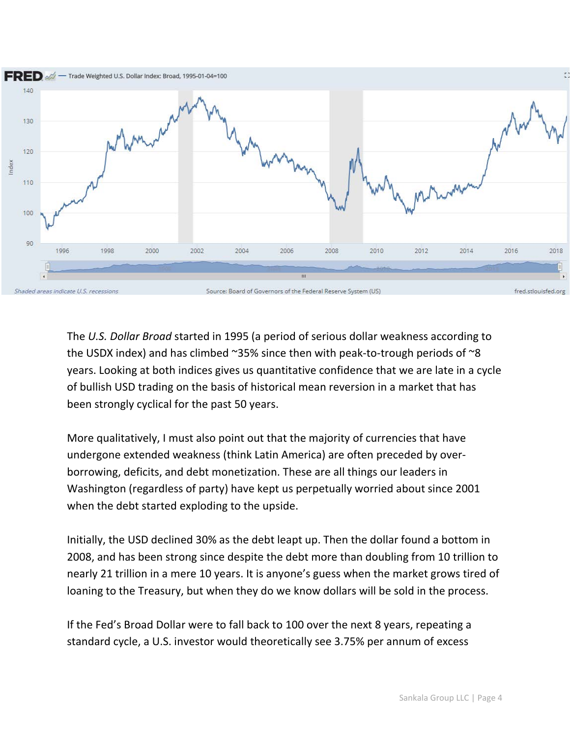The *U.S. Dollar Broad* started in 1995 (a period of serious dollar weakness according to the USDX index) and has climbed ~35% since then with peak-to-trough periods of ~8 years. Looking at both indices gives us quantitative confidence that we are late in a cycle of bullish USD trading on the basis of historical mean reversion in a market that has been strongly cyclical for the past 50 years.

More qualitatively, I must also point out that the majority of currencies that have undergone extended weakness (think Latin America) are often preceded by over-borrowing, deficits, and debt monetization. These are all things our leaders in Washington (regardless of party) have kept us perpetually worried about since 2001 when the debt started exploding to the upside.

Initially, the USD declined 30% as the debt leapt up. Then the dollar found a bottom in 2008, and has been strong since despite the debt more than doubling from 10 trillion to nearly 21 trillion in a mere 10 years. It is anyone's guess when the market grows tired of loaning to the Treasury, but when they do we know dollars will be sold in the process.

If the Fed's Broad Dollar were to fall back to 100 over the next 8 years, repeating a standard cycle, a U.S. investor would theoretically see 3.75% per annum of excess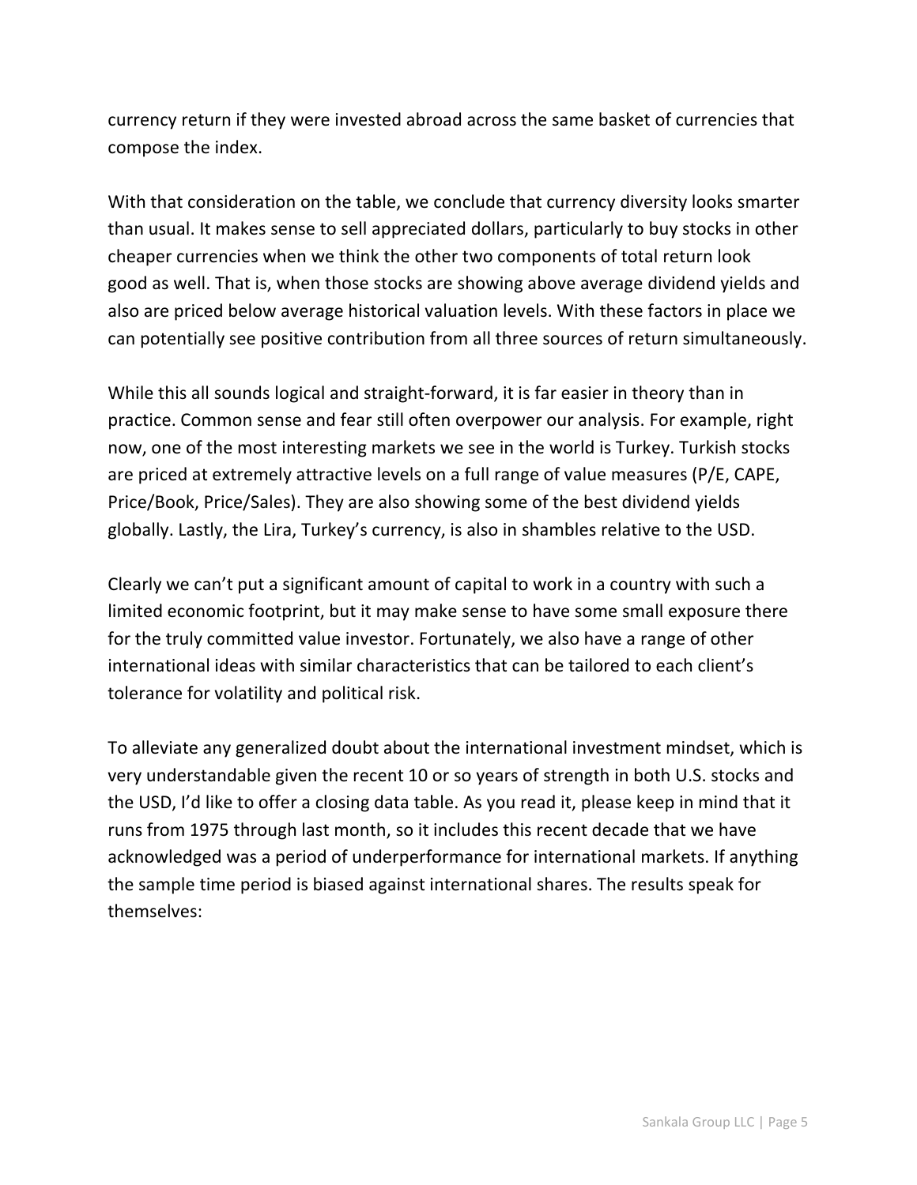currency return if they were invested abroad across the same basket of currencies that compose the index.

With that consideration on the table, we conclude that currency diversity looks smarter than usual. It makes sense to sell appreciated dollars, particularly to buy stocks in other cheaper currencies when we think the other two components of total return look good as well. That is, when those stocks are showing above average dividend yields and also are priced below average historical valuation levels. With these factors in place we can potentially see positive contribution from all three sources of return simultaneously.

While this all sounds logical and straight-forward, it is far easier in theory than in practice. Common sense and fear still often overpower our analysis. For example, right now, one of the most interesting markets we see in the world is Turkey. Turkish stocks are priced at extremely attractive levels on a full range of value measures (P/E, CAPE, Price/Book, Price/Sales). They are also showing some of the best dividend yields globally. Lastly, the Lira, Turkey's currency, is also in shambles relative to the USD.

Clearly we can't put a significant amount of capital to work in a country with such a limited economic footprint, but it may make sense to have some small exposure there for the truly committed value investor. Fortunately, we also have a range of other international ideas with similar characteristics that can be tailored to each client's tolerance for volatility and political risk.

To alleviate any generalized doubt about the international investment mindset, which is very understandable given the recent 10 or so years of strength in both U.S. stocks and the USD, I'd like to offer a closing data table. As you read it, please keep in mind that it runs from 1975 through last month, so it includes this recent decade that we have acknowledged was a period of underperformance for international markets. If anything the sample time period is biased against international shares. The results speak for themselves: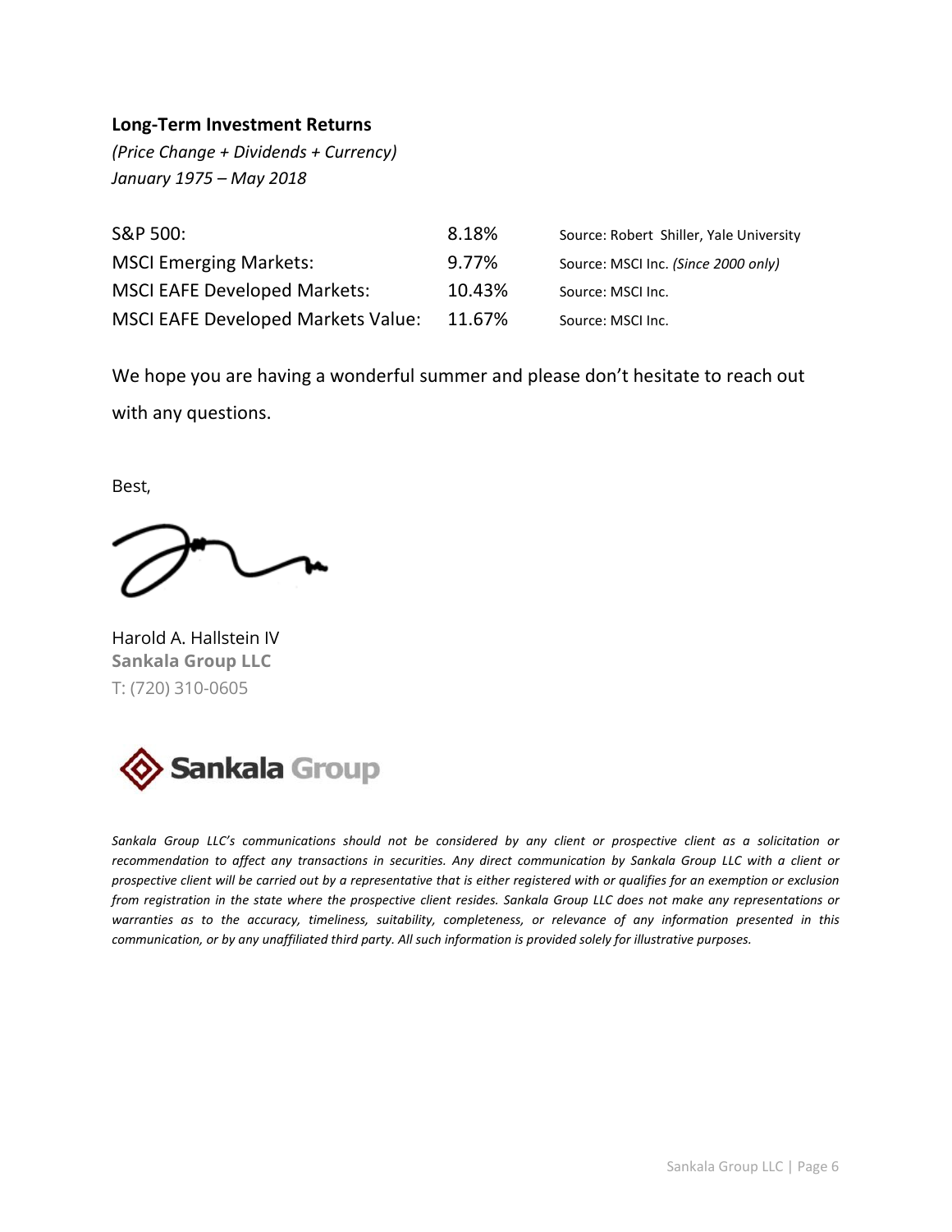**Long-Term Investment Returns**

*(Price Change + Dividends + Currency)*

*January 1975 – May 2018*

| | | |
|---|---|---|
| S&P 500: | 8.18% | Source: Robert Shiller, Yale University |
| MSCI Emerging Markets: | 9.77% | Source: MSCI Inc. *(Since 2000 only)* |
| MSCI EAFE Developed Markets: | 10.43% | Source: MSCI Inc. |
| MSCI EAFE Developed Markets Value: | 11.67% | Source: MSCI Inc. |

We hope you are having a wonderful summer and please don't hesitate to reach out with any questions.

Best,

Harold A. Hallstein IV

**Sankala Group LLC**

T: (720) 310-0605

Sankala Group

*Sankala Group LLC's communications should not be considered by any client or prospective client as a solicitation or recommendation to affect any transactions in securities. Any direct communication by Sankala Group LLC with a client or prospective client will be carried out by a representative that is either registered with or qualifies for an exemption or exclusion from registration in the state where the prospective client resides. Sankala Group LLC does not make any representations or warranties as to the accuracy, timeliness, suitability, completeness, or relevance of any information presented in this communication, or by any unaffiliated third party. All such information is provided solely for illustrative purposes.*